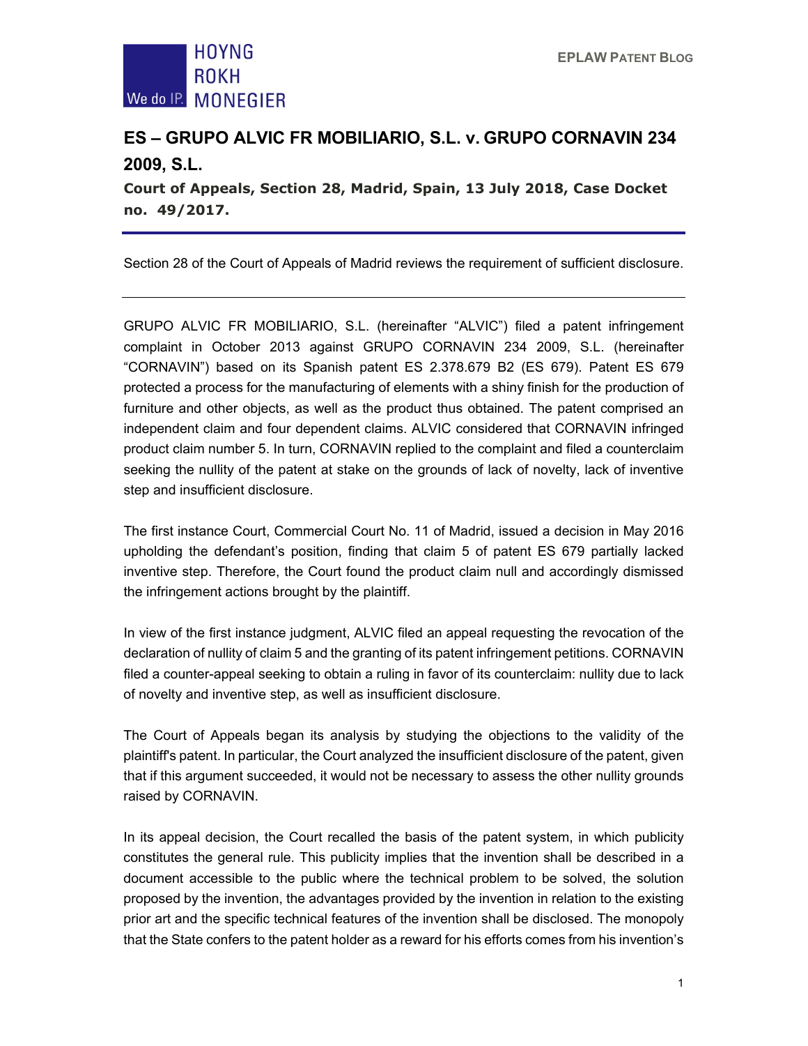# ES – GRUPO ALVIC FR MOBILIARIO, S.L. v. GRUPO CORNAVIN 234 2009, S.L.

**Court of Appeals, Section 28, Madrid, Spain, 13 July 2018, Case Docket no. 49/2017.**

Section 28 of the Court of Appeals of Madrid reviews the requirement of sufficient disclosure.

---

GRUPO ALVIC FR MOBILIARIO, S.L. (hereinafter "ALVIC") filed a patent infringement complaint in October 2013 against GRUPO CORNAVIN 234 2009, S.L. (hereinafter "CORNAVIN") based on its Spanish patent ES 2.378.679 B2 (ES 679). Patent ES 679 protected a process for the manufacturing of elements with a shiny finish for the production of furniture and other objects, as well as the product thus obtained. The patent comprised an independent claim and four dependent claims. ALVIC considered that CORNAVIN infringed product claim number 5. In turn, CORNAVIN replied to the complaint and filed a counterclaim seeking the nullity of the patent at stake on the grounds of lack of novelty, lack of inventive step and insufficient disclosure.

The first instance Court, Commercial Court No. 11 of Madrid, issued a decision in May 2016 upholding the defendant's position, finding that claim 5 of patent ES 679 partially lacked inventive step. Therefore, the Court found the product claim null and accordingly dismissed the infringement actions brought by the plaintiff.

In view of the first instance judgment, ALVIC filed an appeal requesting the revocation of the declaration of nullity of claim 5 and the granting of its patent infringement petitions. CORNAVIN filed a counter-appeal seeking to obtain a ruling in favor of its counterclaim: nullity due to lack of novelty and inventive step, as well as insufficient disclosure.

The Court of Appeals began its analysis by studying the objections to the validity of the plaintiff's patent. In particular, the Court analyzed the insufficient disclosure of the patent, given that if this argument succeeded, it would not be necessary to assess the other nullity grounds raised by CORNAVIN.

In its appeal decision, the Court recalled the basis of the patent system, in which publicity constitutes the general rule. This publicity implies that the invention shall be described in a document accessible to the public where the technical problem to be solved, the solution proposed by the invention, the advantages provided by the invention in relation to the existing prior art and the specific technical features of the invention shall be disclosed. The monopoly that the State confers to the patent holder as a reward for his efforts comes from his invention's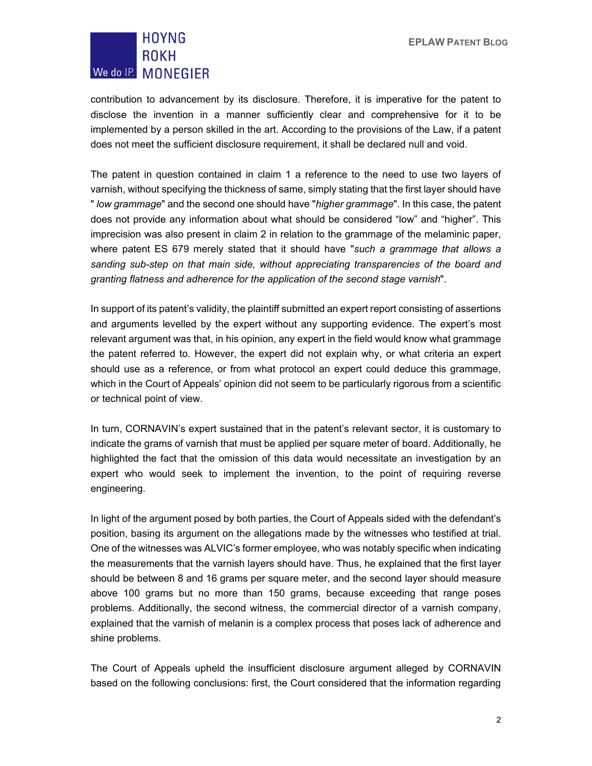contribution to advancement by its disclosure. Therefore, it is imperative for the patent to disclose the invention in a manner sufficiently clear and comprehensive for it to be implemented by a person skilled in the art. According to the provisions of the Law, if a patent does not meet the sufficient disclosure requirement, it shall be declared null and void.

The patent in question contained in claim 1 a reference to the need to use two layers of varnish, without specifying the thickness of same, simply stating that the first layer should have " *low grammage*" and the second one should have "*higher grammage*". In this case, the patent does not provide any information about what should be considered "low" and "higher". This imprecision was also present in claim 2 in relation to the grammage of the melaminic paper, where patent ES 679 merely stated that it should have "*such a grammage that allows a sanding sub-step on that main side, without appreciating transparencies of the board and granting flatness and adherence for the application of the second stage varnish*".

In support of its patent's validity, the plaintiff submitted an expert report consisting of assertions and arguments levelled by the expert without any supporting evidence. The expert's most relevant argument was that, in his opinion, any expert in the field would know what grammage the patent referred to. However, the expert did not explain why, or what criteria an expert should use as a reference, or from what protocol an expert could deduce this grammage, which in the Court of Appeals' opinion did not seem to be particularly rigorous from a scientific or technical point of view.

In turn, CORNAVIN's expert sustained that in the patent's relevant sector, it is customary to indicate the grams of varnish that must be applied per square meter of board. Additionally, he highlighted the fact that the omission of this data would necessitate an investigation by an expert who would seek to implement the invention, to the point of requiring reverse engineering.

In light of the argument posed by both parties, the Court of Appeals sided with the defendant's position, basing its argument on the allegations made by the witnesses who testified at trial. One of the witnesses was ALVIC's former employee, who was notably specific when indicating the measurements that the varnish layers should have. Thus, he explained that the first layer should be between 8 and 16 grams per square meter, and the second layer should measure above 100 grams but no more than 150 grams, because exceeding that range poses problems. Additionally, the second witness, the commercial director of a varnish company, explained that the varnish of melanin is a complex process that poses lack of adherence and shine problems.

The Court of Appeals upheld the insufficient disclosure argument alleged by CORNAVIN based on the following conclusions: first, the Court considered that the information regarding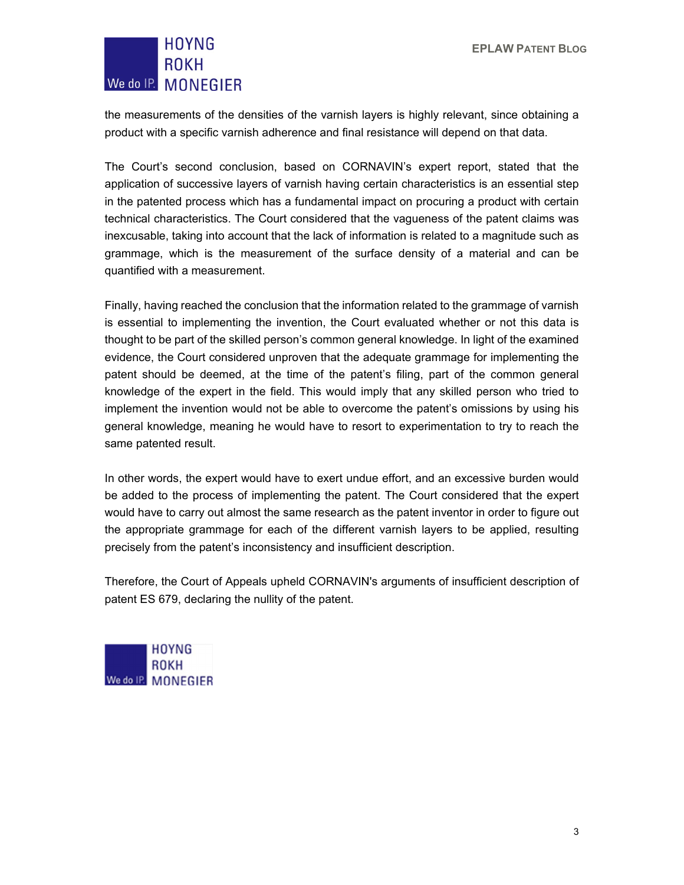the measurements of the densities of the varnish layers is highly relevant, since obtaining a product with a specific varnish adherence and final resistance will depend on that data.

The Court's second conclusion, based on CORNAVIN's expert report, stated that the application of successive layers of varnish having certain characteristics is an essential step in the patented process which has a fundamental impact on procuring a product with certain technical characteristics. The Court considered that the vagueness of the patent claims was inexcusable, taking into account that the lack of information is related to a magnitude such as grammage, which is the measurement of the surface density of a material and can be quantified with a measurement.

Finally, having reached the conclusion that the information related to the grammage of varnish is essential to implementing the invention, the Court evaluated whether or not this data is thought to be part of the skilled person's common general knowledge. In light of the examined evidence, the Court considered unproven that the adequate grammage for implementing the patent should be deemed, at the time of the patent's filing, part of the common general knowledge of the expert in the field. This would imply that any skilled person who tried to implement the invention would not be able to overcome the patent's omissions by using his general knowledge, meaning he would have to resort to experimentation to try to reach the same patented result.

In other words, the expert would have to exert undue effort, and an excessive burden would be added to the process of implementing the patent. The Court considered that the expert would have to carry out almost the same research as the patent inventor in order to figure out the appropriate grammage for each of the different varnish layers to be applied, resulting precisely from the patent's inconsistency and insufficient description.

Therefore, the Court of Appeals upheld CORNAVIN's arguments of insufficient description of patent ES 679, declaring the nullity of the patent.

HOYNG ROKH MONEGIER